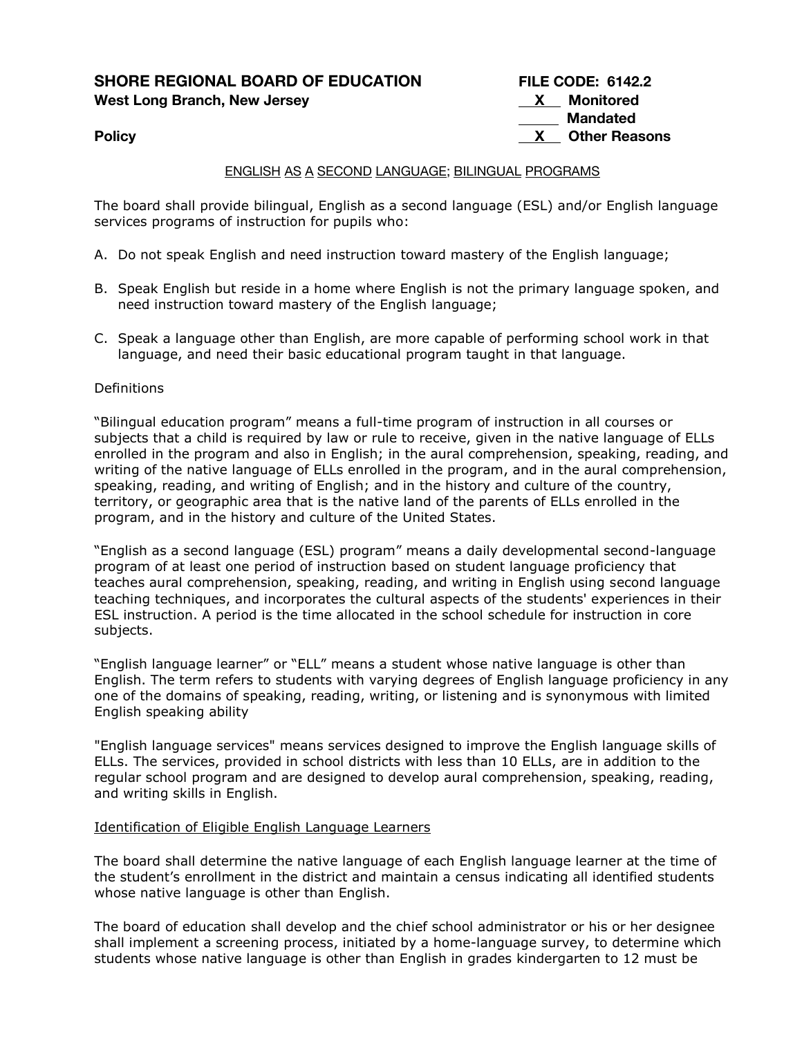**SHORE REGIONAL BOARD OF EDUCATION**
**West Long Branch, New Jersey**

**Policy**

**FILE CODE: 6142.2**
**X Monitored**
**Mandated**
**X Other Reasons**

## ENGLISH AS A SECOND LANGUAGE; BILINGUAL PROGRAMS

The board shall provide bilingual, English as a second language (ESL) and/or English language services programs of instruction for pupils who:

A. Do not speak English and need instruction toward mastery of the English language;

B. Speak English but reside in a home where English is not the primary language spoken, and need instruction toward mastery of the English language;

C. Speak a language other than English, are more capable of performing school work in that language, and need their basic educational program taught in that language.

Definitions

"Bilingual education program" means a full-time program of instruction in all courses or subjects that a child is required by law or rule to receive, given in the native language of ELLs enrolled in the program and also in English; in the aural comprehension, speaking, reading, and writing of the native language of ELLs enrolled in the program, and in the aural comprehension, speaking, reading, and writing of English; and in the history and culture of the country, territory, or geographic area that is the native land of the parents of ELLs enrolled in the program, and in the history and culture of the United States.

"English as a second language (ESL) program" means a daily developmental second-language program of at least one period of instruction based on student language proficiency that teaches aural comprehension, speaking, reading, and writing in English using second language teaching techniques, and incorporates the cultural aspects of the students' experiences in their ESL instruction. A period is the time allocated in the school schedule for instruction in core subjects.

"English language learner" or "ELL" means a student whose native language is other than English. The term refers to students with varying degrees of English language proficiency in any one of the domains of speaking, reading, writing, or listening and is synonymous with limited English speaking ability

"English language services" means services designed to improve the English language skills of ELLs. The services, provided in school districts with less than 10 ELLs, are in addition to the regular school program and are designed to develop aural comprehension, speaking, reading, and writing skills in English.

Identification of Eligible English Language Learners

The board shall determine the native language of each English language learner at the time of the student's enrollment in the district and maintain a census indicating all identified students whose native language is other than English.

The board of education shall develop and the chief school administrator or his or her designee shall implement a screening process, initiated by a home-language survey, to determine which students whose native language is other than English in grades kindergarten to 12 must be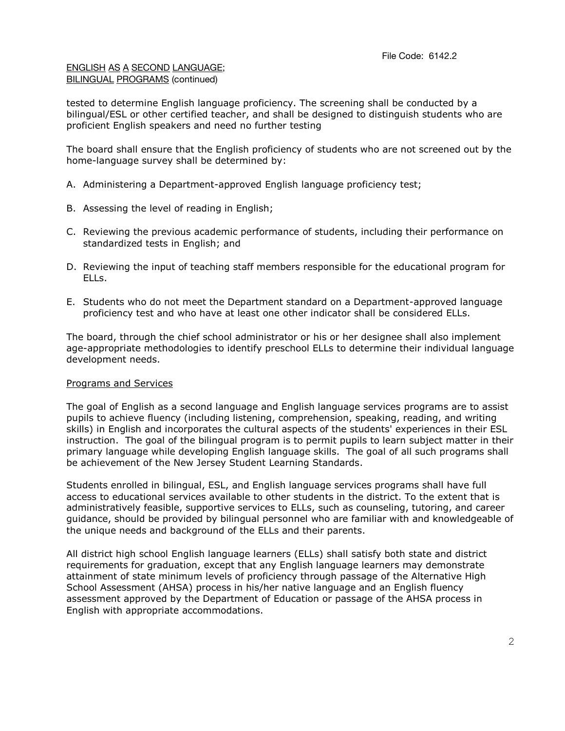tested to determine English language proficiency. The screening shall be conducted by a bilingual/ESL or other certified teacher, and shall be designed to distinguish students who are proficient English speakers and need no further testing

The board shall ensure that the English proficiency of students who are not screened out by the home-language survey shall be determined by:

A. Administering a Department-approved English language proficiency test;

B. Assessing the level of reading in English;

C. Reviewing the previous academic performance of students, including their performance on standardized tests in English; and

D. Reviewing the input of teaching staff members responsible for the educational program for ELLs.

E. Students who do not meet the Department standard on a Department-approved language proficiency test and who have at least one other indicator shall be considered ELLs.

The board, through the chief school administrator or his or her designee shall also implement age-appropriate methodologies to identify preschool ELLs to determine their individual language development needs.

## Programs and Services

The goal of English as a second language and English language services programs are to assist pupils to achieve fluency (including listening, comprehension, speaking, reading, and writing skills) in English and incorporates the cultural aspects of the students' experiences in their ESL instruction. The goal of the bilingual program is to permit pupils to learn subject matter in their primary language while developing English language skills. The goal of all such programs shall be achievement of the New Jersey Student Learning Standards.

Students enrolled in bilingual, ESL, and English language services programs shall have full access to educational services available to other students in the district. To the extent that is administratively feasible, supportive services to ELLs, such as counseling, tutoring, and career guidance, should be provided by bilingual personnel who are familiar with and knowledgeable of the unique needs and background of the ELLs and their parents.

All district high school English language learners (ELLs) shall satisfy both state and district requirements for graduation, except that any English language learners may demonstrate attainment of state minimum levels of proficiency through passage of the Alternative High School Assessment (AHSA) process in his/her native language and an English fluency assessment approved by the Department of Education or passage of the AHSA process in English with appropriate accommodations.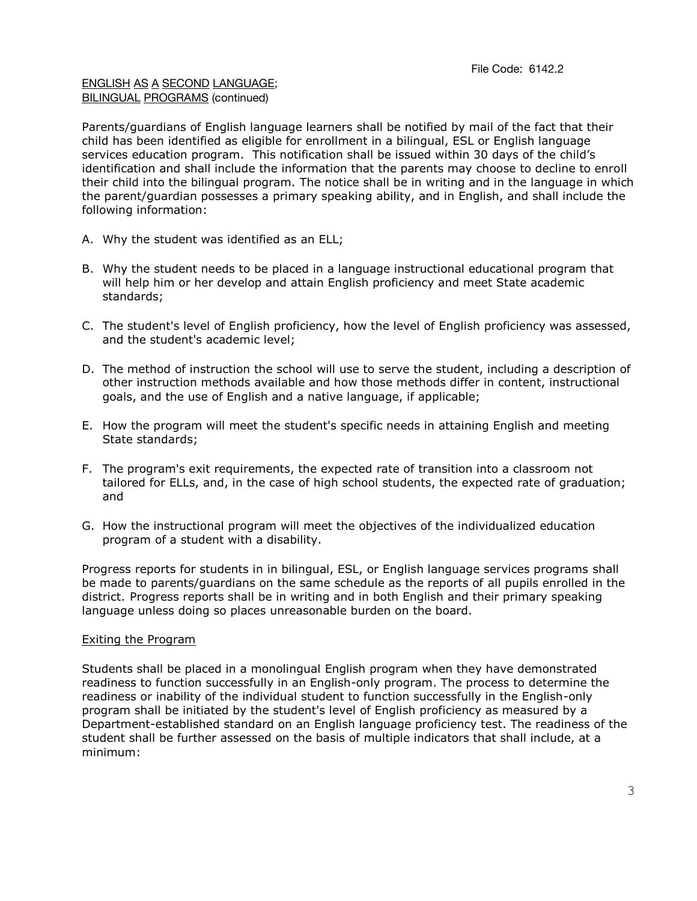File Code: 6142.2

ENGLISH AS A SECOND LANGUAGE;
BILINGUAL PROGRAMS (continued)

Parents/guardians of English language learners shall be notified by mail of the fact that their child has been identified as eligible for enrollment in a bilingual, ESL or English language services education program. This notification shall be issued within 30 days of the child's identification and shall include the information that the parents may choose to decline to enroll their child into the bilingual program. The notice shall be in writing and in the language in which the parent/guardian possesses a primary speaking ability, and in English, and shall include the following information:

A. Why the student was identified as an ELL;

B. Why the student needs to be placed in a language instructional educational program that will help him or her develop and attain English proficiency and meet State academic standards;

C. The student's level of English proficiency, how the level of English proficiency was assessed, and the student's academic level;

D. The method of instruction the school will use to serve the student, including a description of other instruction methods available and how those methods differ in content, instructional goals, and the use of English and a native language, if applicable;

E. How the program will meet the student's specific needs in attaining English and meeting State standards;

F. The program's exit requirements, the expected rate of transition into a classroom not tailored for ELLs, and, in the case of high school students, the expected rate of graduation; and

G. How the instructional program will meet the objectives of the individualized education program of a student with a disability.

Progress reports for students in in bilingual, ESL, or English language services programs shall be made to parents/guardians on the same schedule as the reports of all pupils enrolled in the district. Progress reports shall be in writing and in both English and their primary speaking language unless doing so places unreasonable burden on the board.

## Exiting the Program

Students shall be placed in a monolingual English program when they have demonstrated readiness to function successfully in an English-only program. The process to determine the readiness or inability of the individual student to function successfully in the English-only program shall be initiated by the student's level of English proficiency as measured by a Department-established standard on an English language proficiency test. The readiness of the student shall be further assessed on the basis of multiple indicators that shall include, at a minimum: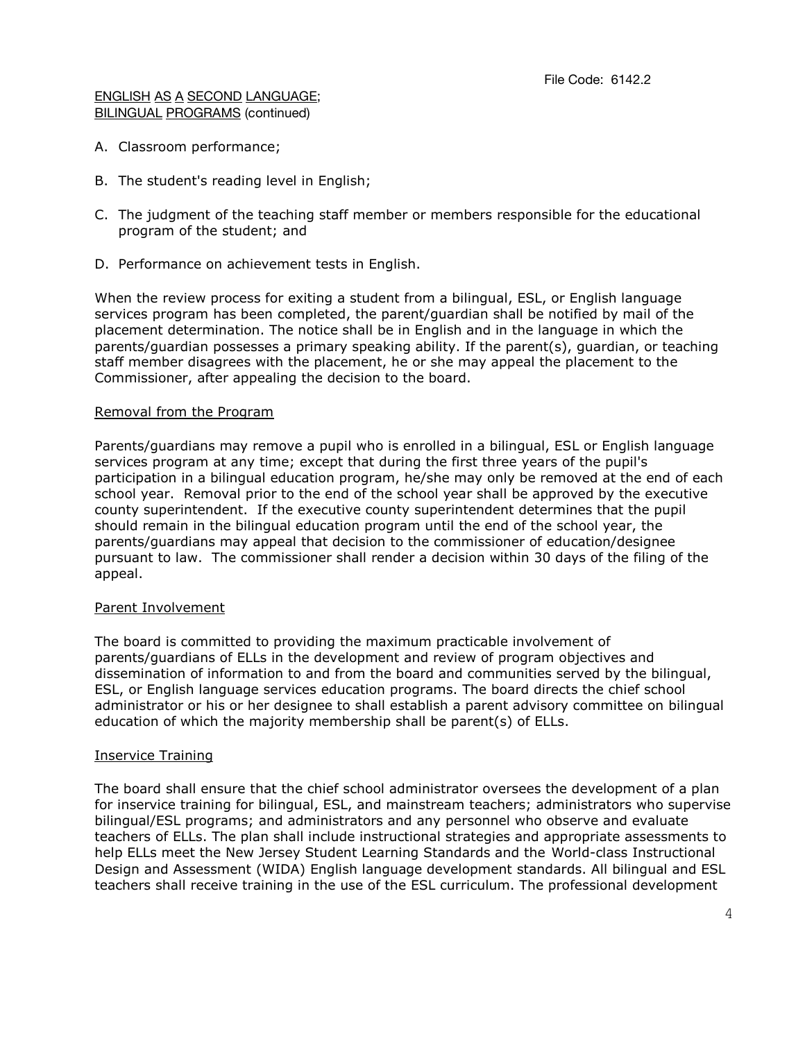A. Classroom performance;

B. The student's reading level in English;

C. The judgment of the teaching staff member or members responsible for the educational program of the student; and

D. Performance on achievement tests in English.

When the review process for exiting a student from a bilingual, ESL, or English language services program has been completed, the parent/guardian shall be notified by mail of the placement determination. The notice shall be in English and in the language in which the parents/guardian possesses a primary speaking ability. If the parent(s), guardian, or teaching staff member disagrees with the placement, he or she may appeal the placement to the Commissioner, after appealing the decision to the board.

## Removal from the Program

Parents/guardians may remove a pupil who is enrolled in a bilingual, ESL or English language services program at any time; except that during the first three years of the pupil's participation in a bilingual education program, he/she may only be removed at the end of each school year. Removal prior to the end of the school year shall be approved by the executive county superintendent. If the executive county superintendent determines that the pupil should remain in the bilingual education program until the end of the school year, the parents/guardians may appeal that decision to the commissioner of education/designee pursuant to law. The commissioner shall render a decision within 30 days of the filing of the appeal.

## Parent Involvement

The board is committed to providing the maximum practicable involvement of parents/guardians of ELLs in the development and review of program objectives and dissemination of information to and from the board and communities served by the bilingual, ESL, or English language services education programs. The board directs the chief school administrator or his or her designee to shall establish a parent advisory committee on bilingual education of which the majority membership shall be parent(s) of ELLs.

## Inservice Training

The board shall ensure that the chief school administrator oversees the development of a plan for inservice training for bilingual, ESL, and mainstream teachers; administrators who supervise bilingual/ESL programs; and administrators and any personnel who observe and evaluate teachers of ELLs. The plan shall include instructional strategies and appropriate assessments to help ELLs meet the New Jersey Student Learning Standards and the World-class Instructional Design and Assessment (WIDA) English language development standards. All bilingual and ESL teachers shall receive training in the use of the ESL curriculum. The professional development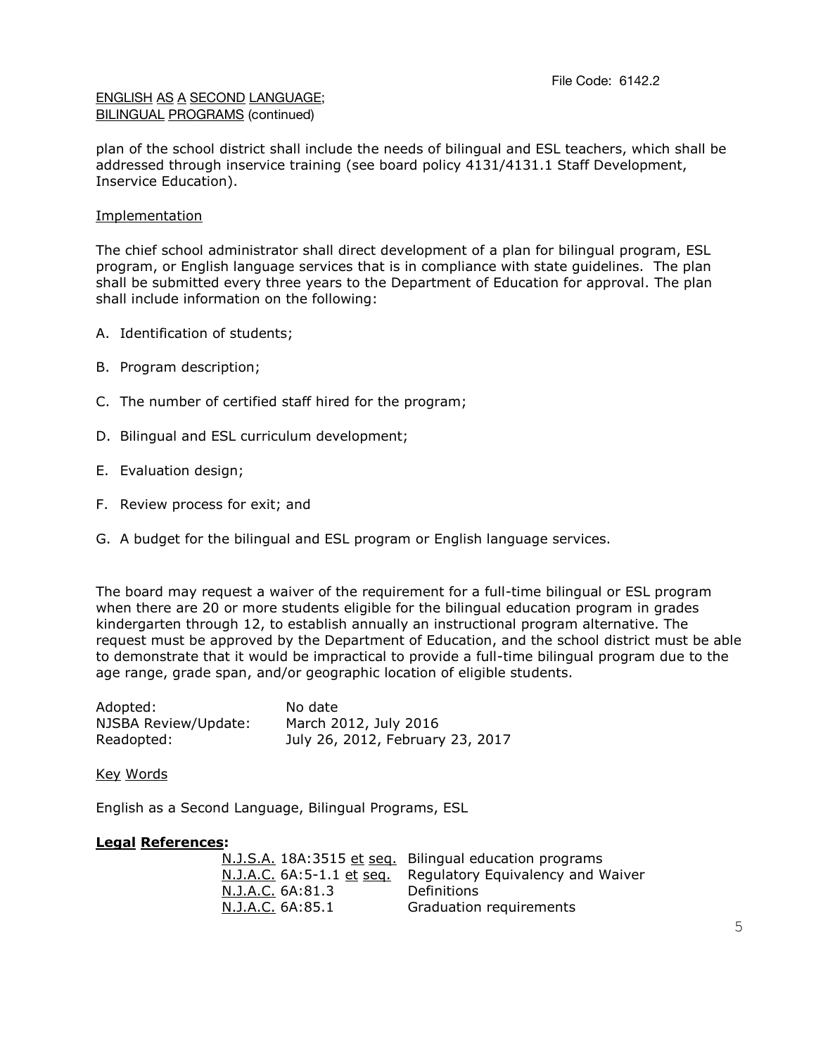File Code: 6142.2

ENGLISH AS A SECOND LANGUAGE;
BILINGUAL PROGRAMS (continued)

plan of the school district shall include the needs of bilingual and ESL teachers, which shall be addressed through inservice training (see board policy 4131/4131.1 Staff Development, Inservice Education).

Implementation

The chief school administrator shall direct development of a plan for bilingual program, ESL program, or English language services that is in compliance with state guidelines. The plan shall be submitted every three years to the Department of Education for approval. The plan shall include information on the following:

A. Identification of students;

B. Program description;

C. The number of certified staff hired for the program;

D. Bilingual and ESL curriculum development;

E. Evaluation design;

F. Review process for exit; and

G. A budget for the bilingual and ESL program or English language services.

The board may request a waiver of the requirement for a full-time bilingual or ESL program when there are 20 or more students eligible for the bilingual education program in grades kindergarten through 12, to establish annually an instructional program alternative. The request must be approved by the Department of Education, and the school district must be able to demonstrate that it would be impractical to provide a full-time bilingual program due to the age range, grade span, and/or geographic location of eligible students.

| | |
|---|---|
| Adopted: | No date |
| NJSBA Review/Update: | March 2012, July 2016 |
| Readopted: | July 26, 2012, February 23, 2017 |

Key Words

English as a Second Language, Bilingual Programs, ESL

**Legal References:**

| | |
|---|---|
| N.J.S.A. 18A:3515 et seq. | Bilingual education programs |
| N.J.A.C. 6A:5-1.1 et seq. | Regulatory Equivalency and Waiver |
| N.J.A.C. 6A:81.3 | Definitions |
| N.J.A.C. 6A:85.1 | Graduation requirements |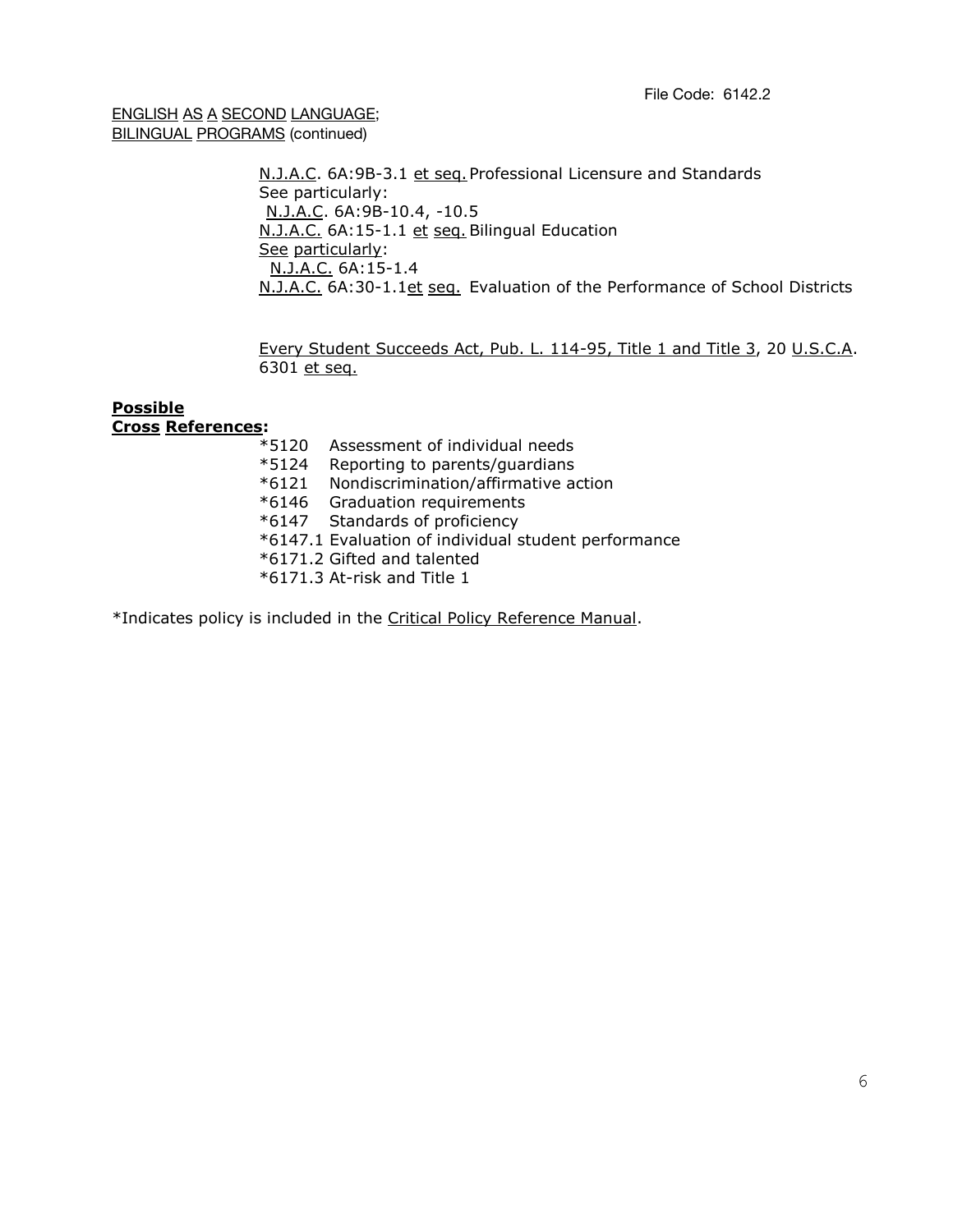File Code: 6142.2

ENGLISH AS A SECOND LANGUAGE;
BILINGUAL PROGRAMS (continued)

N.J.A.C. 6A:9B-3.1 et seq. Professional Licensure and Standards
See particularly:
N.J.A.C. 6A:9B-10.4, -10.5
N.J.A.C. 6A:15-1.1 et seq. Bilingual Education
See particularly:
N.J.A.C. 6A:15-1.4
N.J.A.C. 6A:30-1.1et seq. Evaluation of the Performance of School Districts

Every Student Succeeds Act, Pub. L. 114-95, Title 1 and Title 3, 20 U.S.C.A. 6301 et seq.

**Possible Cross References:**

*5120 Assessment of individual needs
*5124 Reporting to parents/guardians
*6121 Nondiscrimination/affirmative action
*6146 Graduation requirements
*6147 Standards of proficiency
*6147.1 Evaluation of individual student performance
*6171.2 Gifted and talented
*6171.3 At-risk and Title 1

*Indicates policy is included in the Critical Policy Reference Manual.